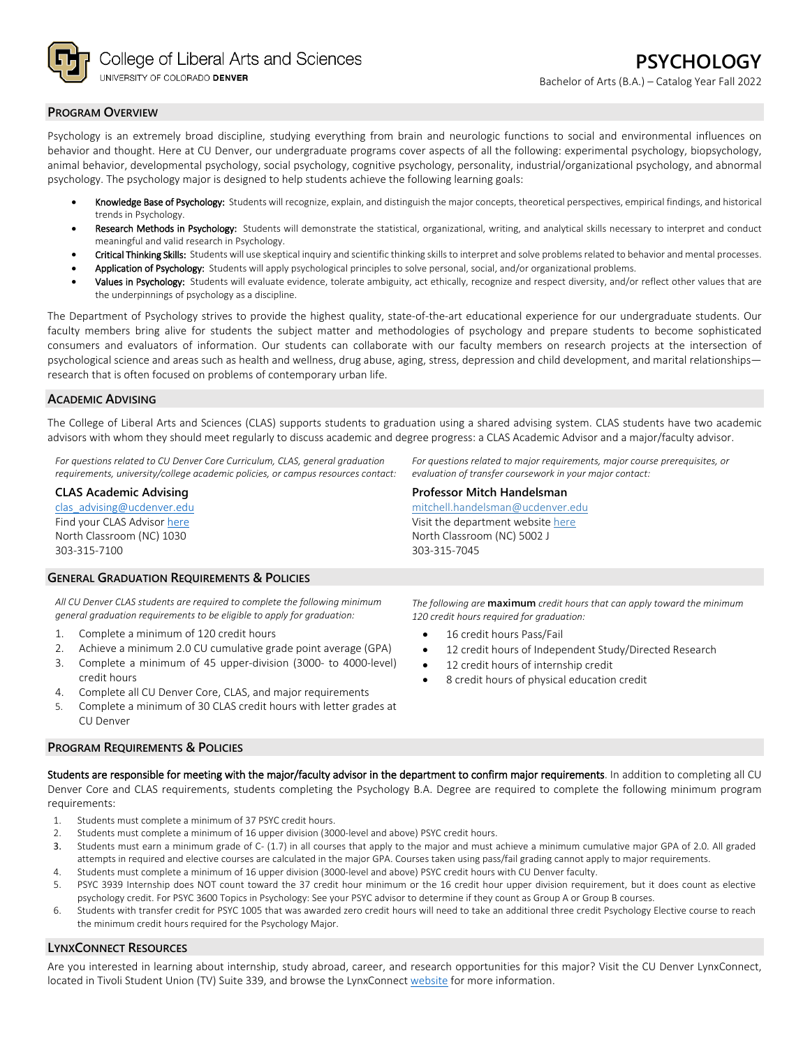# PSYCHOLOGY

College of Liberal Arts and Sciences
UNIVERSITY OF COLORADO **DENVER**

Bachelor of Arts (B.A.) – Catalog Year Fall 2022

## PROGRAM OVERVIEW

Psychology is an extremely broad discipline, studying everything from brain and neurologic functions to social and environmental influences on behavior and thought. Here at CU Denver, our undergraduate programs cover aspects of all the following: experimental psychology, biopsychology, animal behavior, developmental psychology, social psychology, cognitive psychology, personality, industrial/organizational psychology, and abnormal psychology. The psychology major is designed to help students achieve the following learning goals:

- **Knowledge Base of Psychology:** Students will recognize, explain, and distinguish the major concepts, theoretical perspectives, empirical findings, and historical trends in Psychology.
- **Research Methods in Psychology:** Students will demonstrate the statistical, organizational, writing, and analytical skills necessary to interpret and conduct meaningful and valid research in Psychology.
- **Critical Thinking Skills:** Students will use skeptical inquiry and scientific thinking skills to interpret and solve problems related to behavior and mental processes.
- **Application of Psychology:** Students will apply psychological principles to solve personal, social, and/or organizational problems.
- **Values in Psychology:** Students will evaluate evidence, tolerate ambiguity, act ethically, recognize and respect diversity, and/or reflect other values that are the underpinnings of psychology as a discipline.

The Department of Psychology strives to provide the highest quality, state-of-the-art educational experience for our undergraduate students. Our faculty members bring alive for students the subject matter and methodologies of psychology and prepare students to become sophisticated consumers and evaluators of information. Our students can collaborate with our faculty members on research projects at the intersection of psychological science and areas such as health and wellness, drug abuse, aging, stress, depression and child development, and marital relationships—research that is often focused on problems of contemporary urban life.

## ACADEMIC ADVISING

The College of Liberal Arts and Sciences (CLAS) supports students to graduation using a shared advising system. CLAS students have two academic advisors with whom they should meet regularly to discuss academic and degree progress: a CLAS Academic Advisor and a major/faculty advisor.

*For questions related to CU Denver Core Curriculum, CLAS, general graduation requirements, university/college academic policies, or campus resources contact:*

**CLAS Academic Advising**
clas_advising@ucdenver.edu
Find your CLAS Advisor here
North Classroom (NC) 1030
303-315-7100

*For questions related to major requirements, major course prerequisites, or evaluation of transfer coursework in your major contact:*

**Professor Mitch Handelsman**
mitchell.handelsman@ucdenver.edu
Visit the department website here
North Classroom (NC) 5002 J
303-315-7045

## GENERAL GRADUATION REQUIREMENTS & POLICIES

*All CU Denver CLAS students are required to complete the following minimum general graduation requirements to be eligible to apply for graduation:*

1. Complete a minimum of 120 credit hours
2. Achieve a minimum 2.0 CU cumulative grade point average (GPA)
3. Complete a minimum of 45 upper-division (3000- to 4000-level) credit hours
4. Complete all CU Denver Core, CLAS, and major requirements
5. Complete a minimum of 30 CLAS credit hours with letter grades at CU Denver

*The following are* **maximum** *credit hours that can apply toward the minimum 120 credit hours required for graduation:*

- 16 credit hours Pass/Fail
- 12 credit hours of Independent Study/Directed Research
- 12 credit hours of internship credit
- 8 credit hours of physical education credit

## PROGRAM REQUIREMENTS & POLICIES

**Students are responsible for meeting with the major/faculty advisor in the department to confirm major requirements**. In addition to completing all CU Denver Core and CLAS requirements, students completing the Psychology B.A. Degree are required to complete the following minimum program requirements:

1. Students must complete a minimum of 37 PSYC credit hours.
2. Students must complete a minimum of 16 upper division (3000-level and above) PSYC credit hours.
3. Students must earn a minimum grade of C- (1.7) in all courses that apply to the major and must achieve a minimum cumulative major GPA of 2.0. All graded attempts in required and elective courses are calculated in the major GPA. Courses taken using pass/fail grading cannot apply to major requirements.
4. Students must complete a minimum of 16 upper division (3000-level and above) PSYC credit hours with CU Denver faculty.
5. PSYC 3939 Internship does NOT count toward the 37 credit hour minimum or the 16 credit hour upper division requirement, but it does count as elective psychology credit. For PSYC 3600 Topics in Psychology: See your PSYC advisor to determine if they count as Group A or Group B courses.
6. Students with transfer credit for PSYC 1005 that was awarded zero credit hours will need to take an additional three credit Psychology Elective course to reach the minimum credit hours required for the Psychology Major.

## LYNXCONNECT RESOURCES

Are you interested in learning about internship, study abroad, career, and research opportunities for this major? Visit the CU Denver LynxConnect, located in Tivoli Student Union (TV) Suite 339, and browse the LynxConnect website for more information.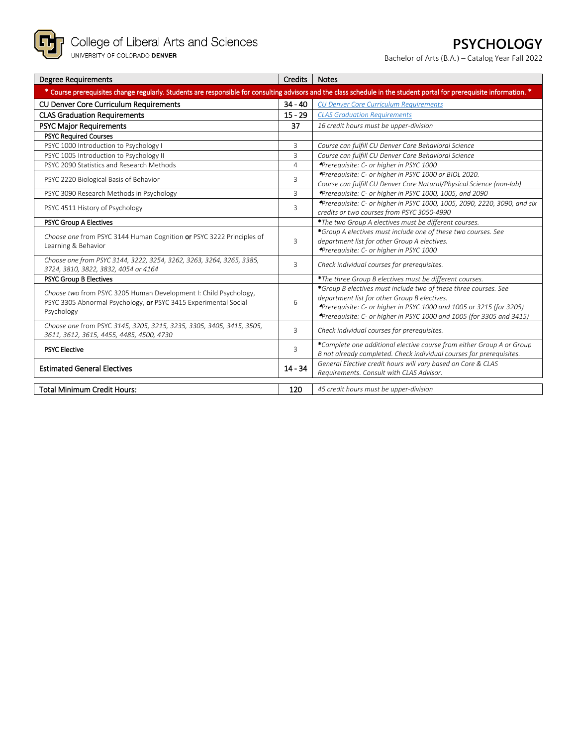College of Liberal Arts and Sciences
UNIVERSITY OF COLORADO **DENVER**

# PSYCHOLOGY

Bachelor of Arts (B.A.) – Catalog Year Fall 2022

| Degree Requirements | Credits | Notes |
|---|---|---|
| * Course prerequisites change regularly. Students are responsible for consulting advisors and the class schedule in the student portal for prerequisite information. * | | |
| CU Denver Core Curriculum Requirements | 34 - 40 | *CU Denver Core Curriculum Requirements* |
| CLAS Graduation Requirements | 15 - 29 | *CLAS Graduation Requirements* |
| PSYC Major Requirements | 37 | *16 credit hours must be upper-division* |
| PSYC Required Courses | | |
| PSYC 1000 Introduction to Psychology I | 3 | *Course can fulfill CU Denver Core Behavioral Science* |
| PSYC 1005 Introduction to Psychology II | 3 | *Course can fulfill CU Denver Core Behavioral Science* |
| PSYC 2090 Statistics and Research Methods | 4 | **Prerequisite: C- or higher in PSYC 1000* |
| PSYC 2220 Biological Basis of Behavior | 3 | **Prerequisite: C- or higher in PSYC 1000 or BIOL 2020. Course can fulfill CU Denver Core Natural/Physical Science (non-lab)* |
| PSYC 3090 Research Methods in Psychology | 3 | **Prerequisite: C- or higher in PSYC 1000, 1005, and 2090* |
| PSYC 4511 History of Psychology | 3 | **Prerequisite: C- or higher in PSYC 1000, 1005, 2090, 2220, 3090, and six credits or two courses from PSYC 3050-4990* |
| PSYC Group A Electives | | **The two Group A electives must be different courses.* |
| *Choose one* from PSYC 3144 Human Cognition **or** PSYC 3222 Principles of Learning & Behavior | 3 | **Group A electives must include one of these two courses. See department list for other Group A electives.* <br> **Prerequisite: C- or higher in PSYC 1000* |
| *Choose one from PSYC 3144, 3222, 3254, 3262, 3263, 3264, 3265, 3385, 3724, 3810, 3822, 3832, 4054 or 4164* | 3 | *Check individual courses for prerequisites.* |
| PSYC Group B Electives | | **The three Group B electives must be different courses.* |
| *Choose two* from PSYC 3205 Human Development I: Child Psychology, PSYC 3305 Abnormal Psychology, **or** PSYC 3415 Experimental Social Psychology | 6 | **Group B electives must include two of these three courses. See department list for other Group B electives.* <br> **Prerequisite: C- or higher in PSYC 1000 and 1005 or 3215 (for 3205)* <br> **Prerequisite: C- or higher in PSYC 1000 and 1005 (for 3305 and 3415)* |
| *Choose one* from PSYC *3145, 3205, 3215, 3235, 3305, 3405, 3415, 3505, 3611, 3612, 3615, 4455, 4485, 4500, 4730* | 3 | *Check individual courses for prerequisites.* |
| PSYC Elective | 3 | **Complete one additional elective course from either Group A or Group B not already completed. Check individual courses for prerequisites.* |
| Estimated General Electives | 14 - 34 | *General Elective credit hours will vary based on Core & CLAS Requirements. Consult with CLAS Advisor.* |
| **Total Minimum Credit Hours:** | **120** | *45 credit hours must be upper-division* |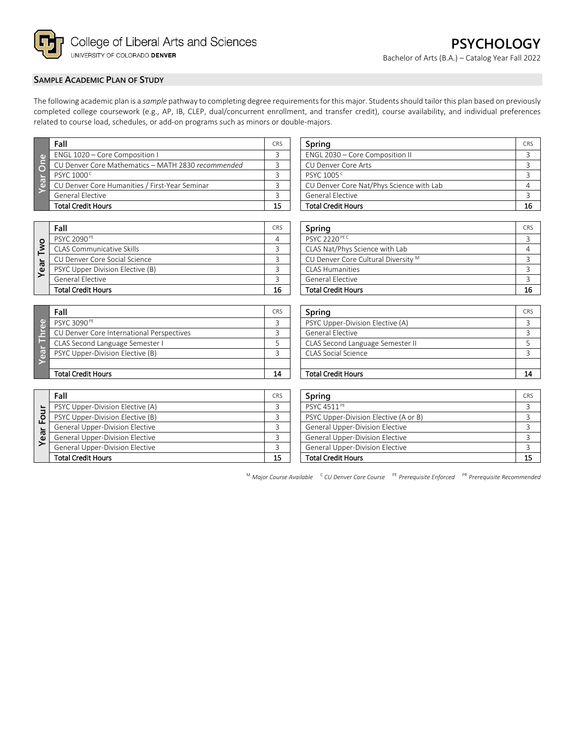College of Liberal Arts and Sciences
UNIVERSITY OF COLORADO DENVER

# PSYCHOLOGY

Bachelor of Arts (B.A.) – Catalog Year Fall 2022

## Sample Academic Plan of Study

The following academic plan is a *sample* pathway to completing degree requirements for this major. Students should tailor this plan based on previously completed college coursework (e.g., AP, IB, CLEP, dual/concurrent enrollment, and transfer credit), course availability, and individual preferences related to course load, schedules, or add-on programs such as minors or double-majors.

### Year One

| Fall | CRS | Spring | CRS |
|---|---|---|---|
| ENGL 1020 – Core Composition I | 3 | ENGL 2030 – Core Composition II | 3 |
| CU Denver Core Mathematics – MATH 2830 *recommended* | 3 | CU Denver Core Arts | 3 |
| PSYC 1000 [C] | 3 | PSYC 1005 [C] | 3 |
| CU Denver Core Humanities / First-Year Seminar | 3 | CU Denver Core Nat/Phys Science with Lab | 4 |
| General Elective | 3 | General Elective | 3 |
| **Total Credit Hours** | **15** | **Total Credit Hours** | **16** |

### Year Two

| Fall | CRS | Spring | CRS |
|---|---|---|---|
| PSYC 2090 [PE] | 4 | PSYC 2220 [PE C] | 3 |
| CLAS Communicative Skills | 3 | CLAS Nat/Phys Science with Lab | 4 |
| CU Denver Core Social Science | 3 | CU Denver Core Cultural Diversity [M] | 3 |
| PSYC Upper Division Elective (B) | 3 | CLAS Humanities | 3 |
| General Elective | 3 | General Elective | 3 |
| **Total Credit Hours** | **16** | **Total Credit Hours** | **16** |

### Year Three

| Fall | CRS | Spring | CRS |
|---|---|---|---|
| PSYC 3090 [PE] | 3 | PSYC Upper-Division Elective (A) | 3 |
| CU Denver Core International Perspectives | 3 | General Elective | 3 |
| CLAS Second Language Semester I | 5 | CLAS Second Language Semester II | 5 |
| PSYC Upper-Division Elective (B) | 3 | CLAS Social Science | 3 |
| | | | |
| **Total Credit Hours** | **14** | **Total Credit Hours** | **14** |

### Year Four

| Fall | CRS | Spring | CRS |
|---|---|---|---|
| PSYC Upper-Division Elective (A) | 3 | PSYC 4511 [PE] | 3 |
| PSYC Upper-Division Elective (B) | 3 | PSYC Upper-Division Elective (A or B) | 3 |
| General Upper-Division Elective | 3 | General Upper-Division Elective | 3 |
| General Upper-Division Elective | 3 | General Upper-Division Elective | 3 |
| General Upper-Division Elective | 3 | General Upper-Division Elective | 3 |
| **Total Credit Hours** | **15** | **Total Credit Hours** | **15** |

[M] *Major Course Available* [C] *CU Denver Core Course* [PE] *Prerequisite Enforced* [PR] *Prerequisite Recommended*